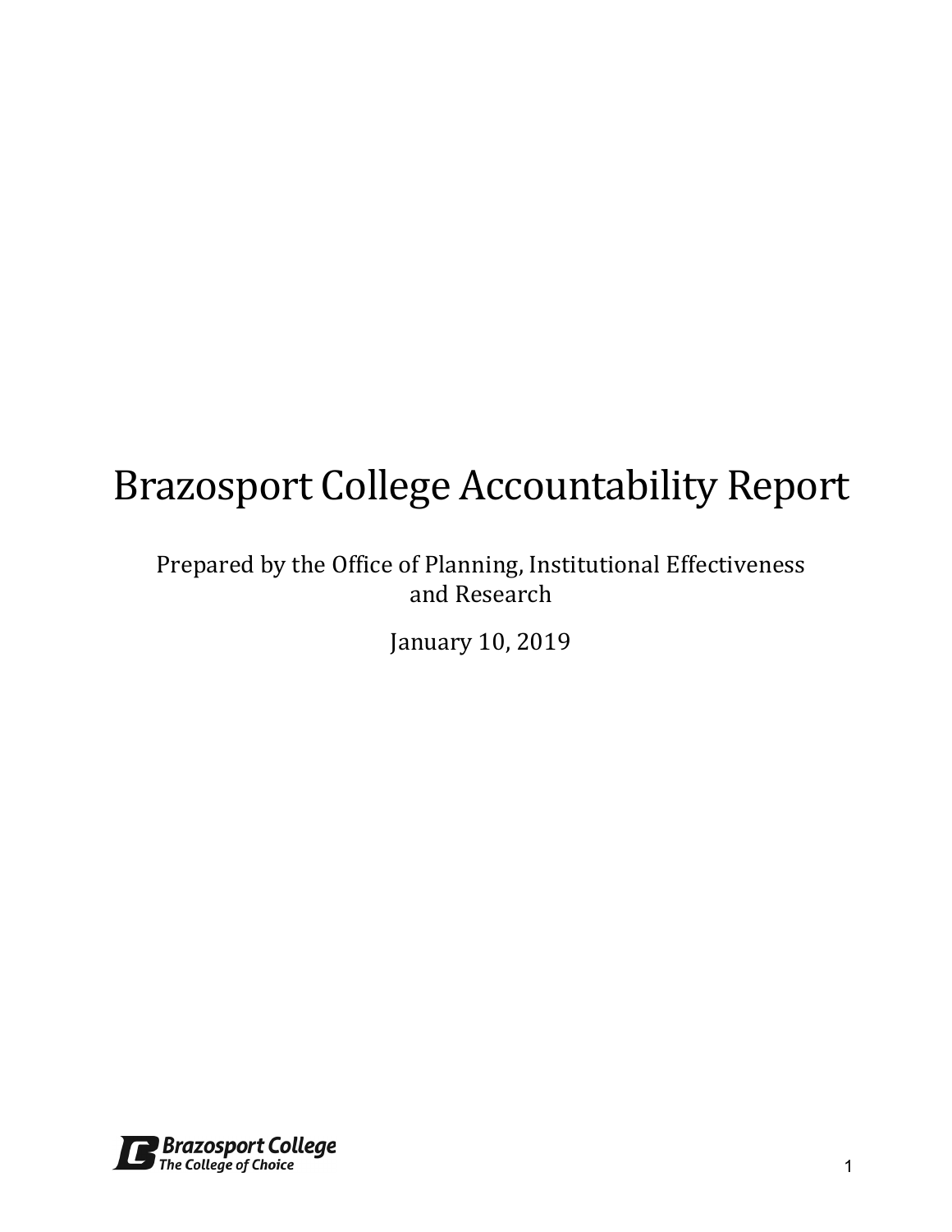# Brazosport College Accountability Report

Prepared by the Office of Planning, Institutional Effectiveness and Research

January 10, 2019

Brazosport College
The College of Choice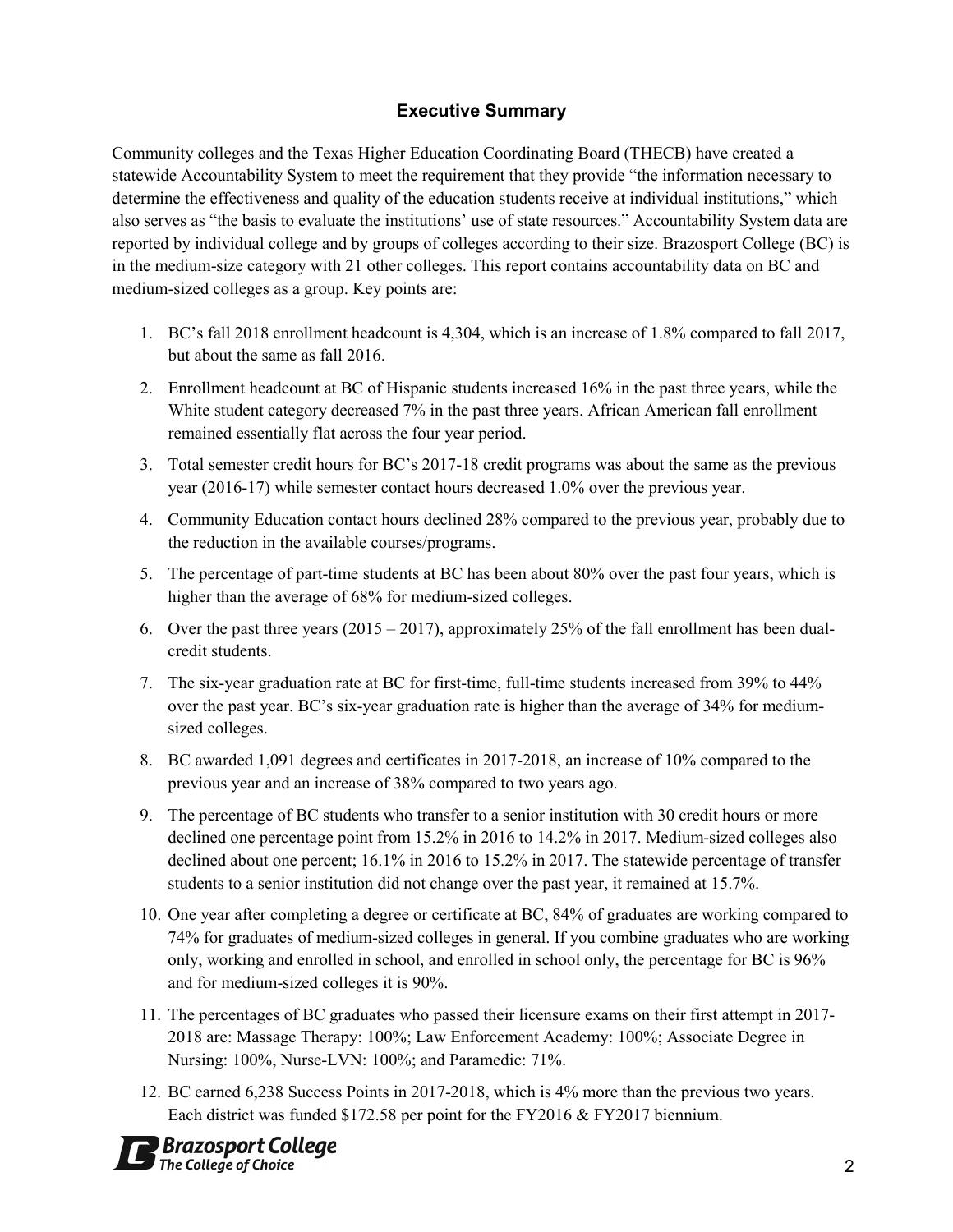## Executive Summary

Community colleges and the Texas Higher Education Coordinating Board (THECB) have created a statewide Accountability System to meet the requirement that they provide "the information necessary to determine the effectiveness and quality of the education students receive at individual institutions," which also serves as "the basis to evaluate the institutions' use of state resources." Accountability System data are reported by individual college and by groups of colleges according to their size. Brazosport College (BC) is in the medium-size category with 21 other colleges. This report contains accountability data on BC and medium-sized colleges as a group. Key points are:

1. BC's fall 2018 enrollment headcount is 4,304, which is an increase of 1.8% compared to fall 2017, but about the same as fall 2016.
2. Enrollment headcount at BC of Hispanic students increased 16% in the past three years, while the White student category decreased 7% in the past three years. African American fall enrollment remained essentially flat across the four year period.
3. Total semester credit hours for BC's 2017-18 credit programs was about the same as the previous year (2016-17) while semester contact hours decreased 1.0% over the previous year.
4. Community Education contact hours declined 28% compared to the previous year, probably due to the reduction in the available courses/programs.
5. The percentage of part-time students at BC has been about 80% over the past four years, which is higher than the average of 68% for medium-sized colleges.
6. Over the past three years (2015 – 2017), approximately 25% of the fall enrollment has been dual-credit students.
7. The six-year graduation rate at BC for first-time, full-time students increased from 39% to 44% over the past year. BC's six-year graduation rate is higher than the average of 34% for medium-sized colleges.
8. BC awarded 1,091 degrees and certificates in 2017-2018, an increase of 10% compared to the previous year and an increase of 38% compared to two years ago.
9. The percentage of BC students who transfer to a senior institution with 30 credit hours or more declined one percentage point from 15.2% in 2016 to 14.2% in 2017. Medium-sized colleges also declined about one percent; 16.1% in 2016 to 15.2% in 2017. The statewide percentage of transfer students to a senior institution did not change over the past year, it remained at 15.7%.
10. One year after completing a degree or certificate at BC, 84% of graduates are working compared to 74% for graduates of medium-sized colleges in general. If you combine graduates who are working only, working and enrolled in school, and enrolled in school only, the percentage for BC is 96% and for medium-sized colleges it is 90%.
11. The percentages of BC graduates who passed their licensure exams on their first attempt in 2017-2018 are: Massage Therapy: 100%; Law Enforcement Academy: 100%; Associate Degree in Nursing: 100%, Nurse-LVN: 100%; and Paramedic: 71%.
12. BC earned 6,238 Success Points in 2017-2018, which is 4% more than the previous two years. Each district was funded $172.58 per point for the FY2016 & FY2017 biennium.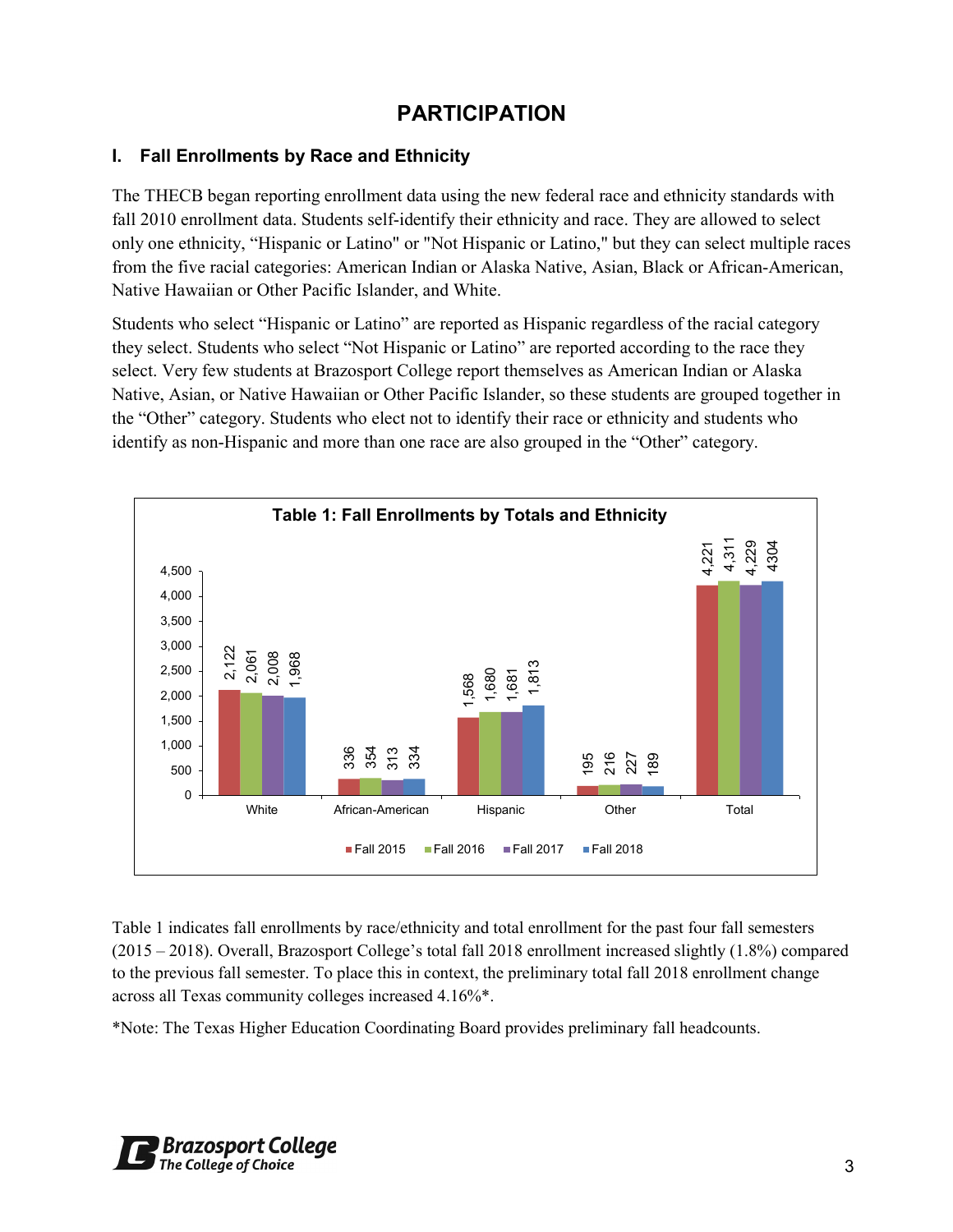# PARTICIPATION

## I. Fall Enrollments by Race and Ethnicity

The THECB began reporting enrollment data using the new federal race and ethnicity standards with fall 2010 enrollment data. Students self-identify their ethnicity and race. They are allowed to select only one ethnicity, "Hispanic or Latino" or "Not Hispanic or Latino," but they can select multiple races from the five racial categories: American Indian or Alaska Native, Asian, Black or African-American, Native Hawaiian or Other Pacific Islander, and White.

Students who select "Hispanic or Latino" are reported as Hispanic regardless of the racial category they select. Students who select "Not Hispanic or Latino" are reported according to the race they select. Very few students at Brazosport College report themselves as American Indian or Alaska Native, Asian, or Native Hawaiian or Other Pacific Islander, so these students are grouped together in the "Other" category. Students who elect not to identify their race or ethnicity and students who identify as non-Hispanic and more than one race are also grouped in the "Other" category.

**Table 1: Fall Enrollments by Totals and Ethnicity**

| | Fall 2015 | Fall 2016 | Fall 2017 | Fall 2018 |
|---|---|---|---|---|
| White | 2,122 | 2,061 | 2,008 | 1,968 |
| African-American | 336 | 354 | 313 | 334 |
| Hispanic | 1,568 | 1,680 | 1,681 | 1,813 |
| Other | 195 | 216 | 227 | 189 |
| Total | 4,221 | 4,311 | 4,229 | 4304 |

Table 1 indicates fall enrollments by race/ethnicity and total enrollment for the past four fall semesters (2015 – 2018). Overall, Brazosport College's total fall 2018 enrollment increased slightly (1.8%) compared to the previous fall semester. To place this in context, the preliminary total fall 2018 enrollment change across all Texas community colleges increased 4.16%*.

*Note: The Texas Higher Education Coordinating Board provides preliminary fall headcounts.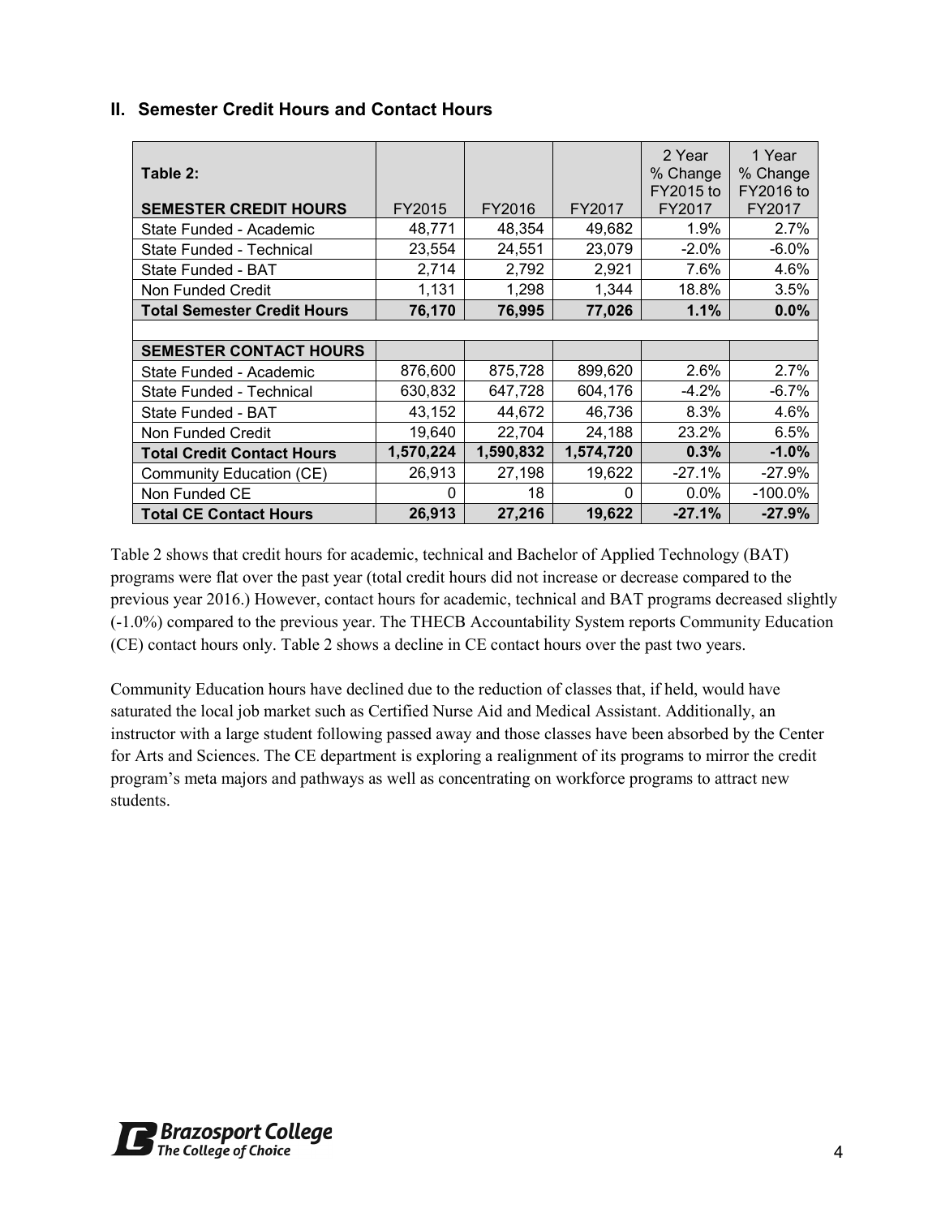## II. Semester Credit Hours and Contact Hours

| Table 2:<br><br>SEMESTER CREDIT HOURS | FY2015 | FY2016 | FY2017 | 2 Year % Change FY2015 to FY2017 | 1 Year % Change FY2016 to FY2017 |
|---|---|---|---|---|---|
| State Funded - Academic | 48,771 | 48,354 | 49,682 | 1.9% | 2.7% |
| State Funded - Technical | 23,554 | 24,551 | 23,079 | -2.0% | -6.0% |
| State Funded - BAT | 2,714 | 2,792 | 2,921 | 7.6% | 4.6% |
| Non Funded Credit | 1,131 | 1,298 | 1,344 | 18.8% | 3.5% |
| **Total Semester Credit Hours** | **76,170** | **76,995** | **77,026** | **1.1%** | **0.0%** |
| | | | | | |
| **SEMESTER CONTACT HOURS** | | | | | |
| State Funded - Academic | 876,600 | 875,728 | 899,620 | 2.6% | 2.7% |
| State Funded - Technical | 630,832 | 647,728 | 604,176 | -4.2% | -6.7% |
| State Funded - BAT | 43,152 | 44,672 | 46,736 | 8.3% | 4.6% |
| Non Funded Credit | 19,640 | 22,704 | 24,188 | 23.2% | 6.5% |
| **Total Credit Contact Hours** | **1,570,224** | **1,590,832** | **1,574,720** | **0.3%** | **-1.0%** |
| Community Education (CE) | 26,913 | 27,198 | 19,622 | -27.1% | -27.9% |
| Non Funded CE | 0 | 18 | 0 | 0.0% | -100.0% |
| **Total CE Contact Hours** | **26,913** | **27,216** | **19,622** | **-27.1%** | **-27.9%** |

Table 2 shows that credit hours for academic, technical and Bachelor of Applied Technology (BAT) programs were flat over the past year (total credit hours did not increase or decrease compared to the previous year 2016.) However, contact hours for academic, technical and BAT programs decreased slightly (-1.0%) compared to the previous year. The THECB Accountability System reports Community Education (CE) contact hours only. Table 2 shows a decline in CE contact hours over the past two years.

Community Education hours have declined due to the reduction of classes that, if held, would have saturated the local job market such as Certified Nurse Aid and Medical Assistant. Additionally, an instructor with a large student following passed away and those classes have been absorbed by the Center for Arts and Sciences. The CE department is exploring a realignment of its programs to mirror the credit program's meta majors and pathways as well as concentrating on workforce programs to attract new students.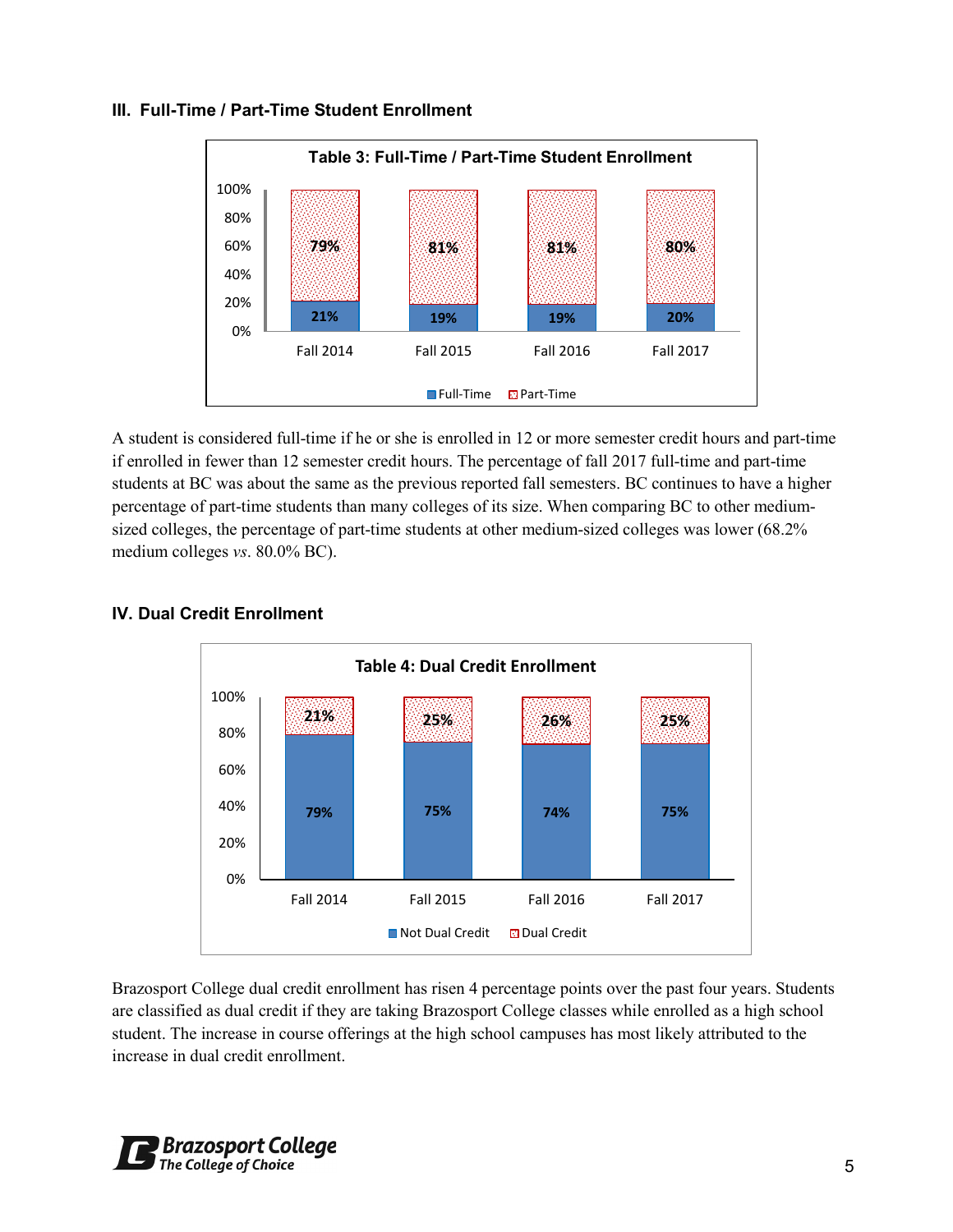### III. Full-Time / Part-Time Student Enrollment

**Table 3: Full-Time / Part-Time Student Enrollment**

| | Fall 2014 | Fall 2015 | Fall 2016 | Fall 2017 |
|---|---|---|---|---|
| Full-Time | 21% | 19% | 19% | 20% |
| Part-Time | 79% | 81% | 81% | 80% |

A student is considered full-time if he or she is enrolled in 12 or more semester credit hours and part-time if enrolled in fewer than 12 semester credit hours. The percentage of fall 2017 full-time and part-time students at BC was about the same as the previous reported fall semesters. BC continues to have a higher percentage of part-time students than many colleges of its size. When comparing BC to other medium-sized colleges, the percentage of part-time students at other medium-sized colleges was lower (68.2% medium colleges *vs*. 80.0% BC).

### IV. Dual Credit Enrollment

**Table 4: Dual Credit Enrollment**

| | Fall 2014 | Fall 2015 | Fall 2016 | Fall 2017 |
|---|---|---|---|---|
| Not Dual Credit | 79% | 75% | 74% | 75% |
| Dual Credit | 21% | 25% | 26% | 25% |

Brazosport College dual credit enrollment has risen 4 percentage points over the past four years. Students are classified as dual credit if they are taking Brazosport College classes while enrolled as a high school student. The increase in course offerings at the high school campuses has most likely attributed to the increase in dual credit enrollment.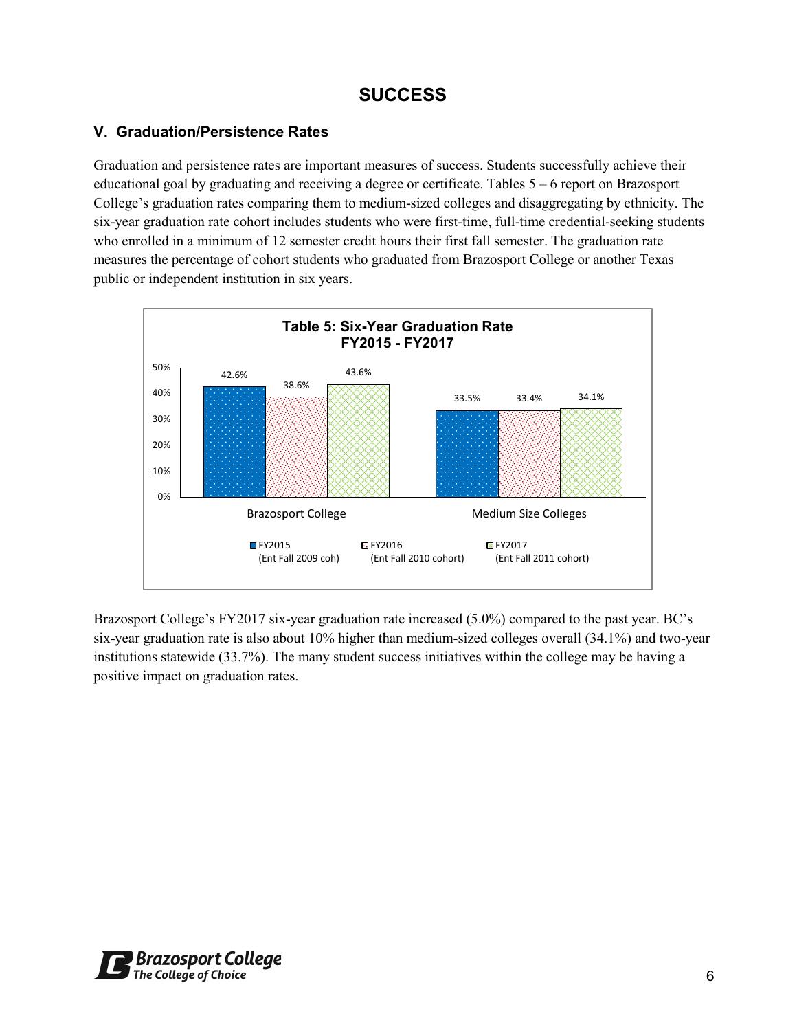# SUCCESS

## V. Graduation/Persistence Rates

Graduation and persistence rates are important measures of success. Students successfully achieve their educational goal by graduating and receiving a degree or certificate. Tables 5 – 6 report on Brazosport College's graduation rates comparing them to medium-sized colleges and disaggregating by ethnicity. The six-year graduation rate cohort includes students who were first-time, full-time credential-seeking students who enrolled in a minimum of 12 semester credit hours their first fall semester. The graduation rate measures the percentage of cohort students who graduated from Brazosport College or another Texas public or independent institution in six years.

**Table 5: Six-Year Graduation Rate FY2015 - FY2017**

| | FY2015 (Ent Fall 2009 coh) | FY2016 (Ent Fall 2010 cohort) | FY2017 (Ent Fall 2011 cohort) |
|---|---|---|---|
| Brazosport College | 42.6% | 38.6% | 43.6% |
| Medium Size Colleges | 33.5% | 33.4% | 34.1% |

Brazosport College's FY2017 six-year graduation rate increased (5.0%) compared to the past year. BC's six-year graduation rate is also about 10% higher than medium-sized colleges overall (34.1%) and two-year institutions statewide (33.7%). The many student success initiatives within the college may be having a positive impact on graduation rates.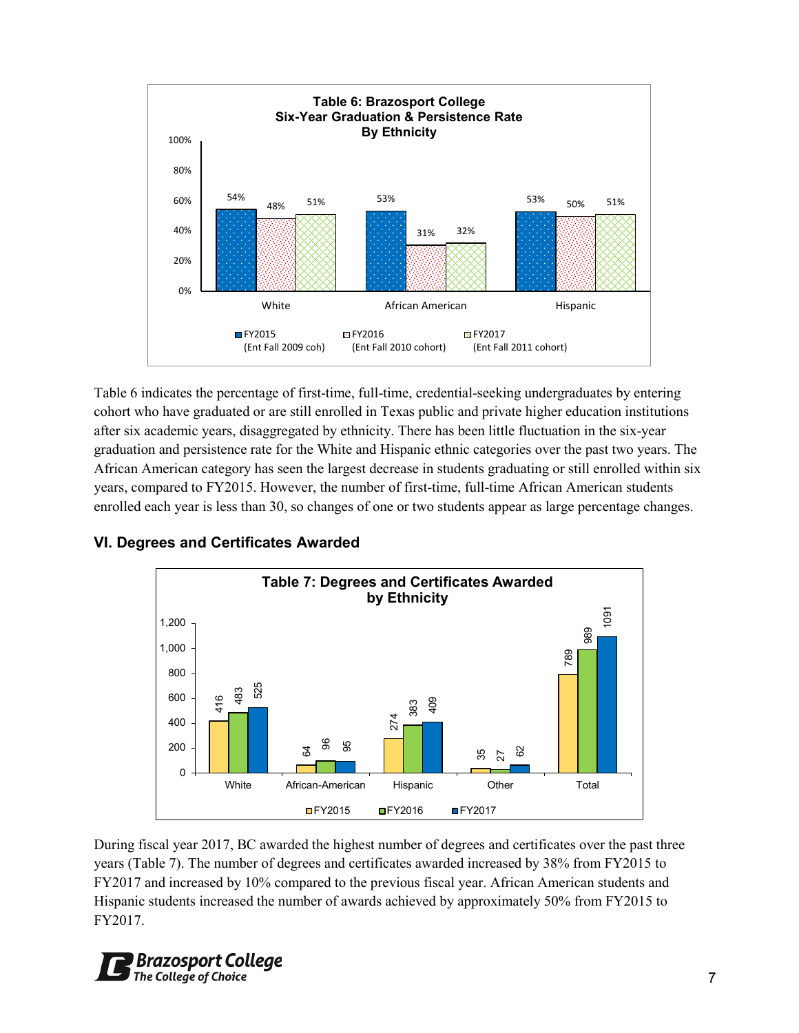**Table 6: Brazosport College Six-Year Graduation & Persistence Rate By Ethnicity**

| | FY2015 (Ent Fall 2009 coh) | FY2016 (Ent Fall 2010 cohort) | FY2017 (Ent Fall 2011 cohort) |
|---|---|---|---|
| White | 54% | 48% | 51% |
| African American | 53% | 31% | 32% |
| Hispanic | 53% | 50% | 51% |

Table 6 indicates the percentage of first-time, full-time, credential-seeking undergraduates by entering cohort who have graduated or are still enrolled in Texas public and private higher education institutions after six academic years, disaggregated by ethnicity. There has been little fluctuation in the six-year graduation and persistence rate for the White and Hispanic ethnic categories over the past two years. The African American category has seen the largest decrease in students graduating or still enrolled within six years, compared to FY2015. However, the number of first-time, full-time African American students enrolled each year is less than 30, so changes of one or two students appear as large percentage changes.

## VI. Degrees and Certificates Awarded

**Table 7: Degrees and Certificates Awarded by Ethnicity**

| | FY2015 | FY2016 | FY2017 |
|---|---|---|---|
| White | 416 | 483 | 525 |
| African-American | 64 | 96 | 95 |
| Hispanic | 274 | 383 | 409 |
| Other | 35 | 27 | 62 |
| Total | 789 | 989 | 1091 |

During fiscal year 2017, BC awarded the highest number of degrees and certificates over the past three years (Table 7). The number of degrees and certificates awarded increased by 38% from FY2015 to FY2017 and increased by 10% compared to the previous fiscal year. African American students and Hispanic students increased the number of awards achieved by approximately 50% from FY2015 to FY2017.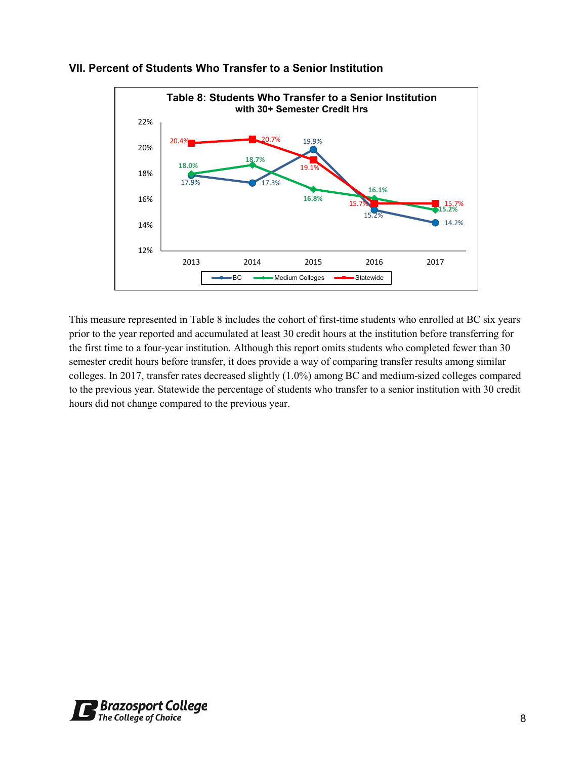## VII. Percent of Students Who Transfer to a Senior Institution

**Table 8: Students Who Transfer to a Senior Institution with 30+ Semester Credit Hrs**

| | 2013 | 2014 | 2015 | 2016 | 2017 |
|---|---|---|---|---|---|
| BC | 17.9% | 17.3% | 19.9% | 15.2% | 14.2% |
| Medium Colleges | 18.0% | 18.7% | 16.8% | 16.1% | 15.2% |
| Statewide | 20.4% | 20.7% | 19.1% | 15.7% | 15.7% |

This measure represented in Table 8 includes the cohort of first-time students who enrolled at BC six years prior to the year reported and accumulated at least 30 credit hours at the institution before transferring for the first time to a four-year institution. Although this report omits students who completed fewer than 30 semester credit hours before transfer, it does provide a way of comparing transfer results among similar colleges. In 2017, transfer rates decreased slightly (1.0%) among BC and medium-sized colleges compared to the previous year. Statewide the percentage of students who transfer to a senior institution with 30 credit hours did not change compared to the previous year.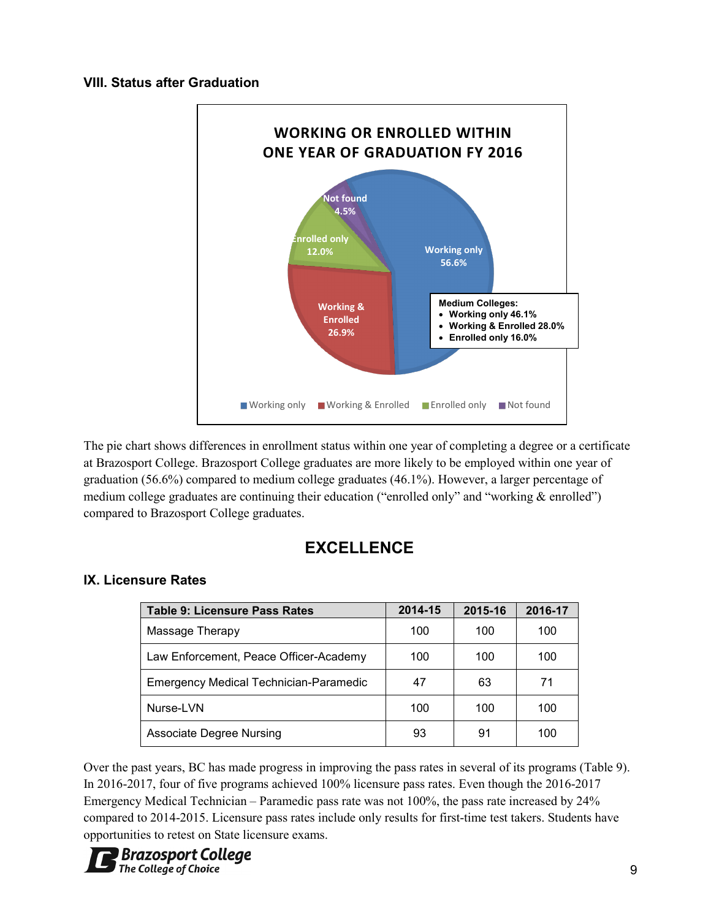### VIII. Status after Graduation

WORKING OR ENROLLED WITHIN ONE YEAR OF GRADUATION FY 2016

- Working only 56.6%
- Working & Enrolled 26.9%
- Enrolled only 12.0%
- Not found 4.5%

Medium Colleges:
- Working only 46.1%
- Working & Enrolled 28.0%
- Enrolled only 16.0%

The pie chart shows differences in enrollment status within one year of completing a degree or a certificate at Brazosport College. Brazosport College graduates are more likely to be employed within one year of graduation (56.6%) compared to medium college graduates (46.1%). However, a larger percentage of medium college graduates are continuing their education ("enrolled only" and "working & enrolled") compared to Brazosport College graduates.

## EXCELLENCE

### IX. Licensure Rates

| Table 9: Licensure Pass Rates | 2014-15 | 2015-16 | 2016-17 |
|---|---|---|---|
| Massage Therapy | 100 | 100 | 100 |
| Law Enforcement, Peace Officer-Academy | 100 | 100 | 100 |
| Emergency Medical Technician-Paramedic | 47 | 63 | 71 |
| Nurse-LVN | 100 | 100 | 100 |
| Associate Degree Nursing | 93 | 91 | 100 |

Over the past years, BC has made progress in improving the pass rates in several of its programs (Table 9). In 2016-2017, four of five programs achieved 100% licensure pass rates. Even though the 2016-2017 Emergency Medical Technician – Paramedic pass rate was not 100%, the pass rate increased by 24% compared to 2014-2015. Licensure pass rates include only results for first-time test takers. Students have opportunities to retest on State licensure exams.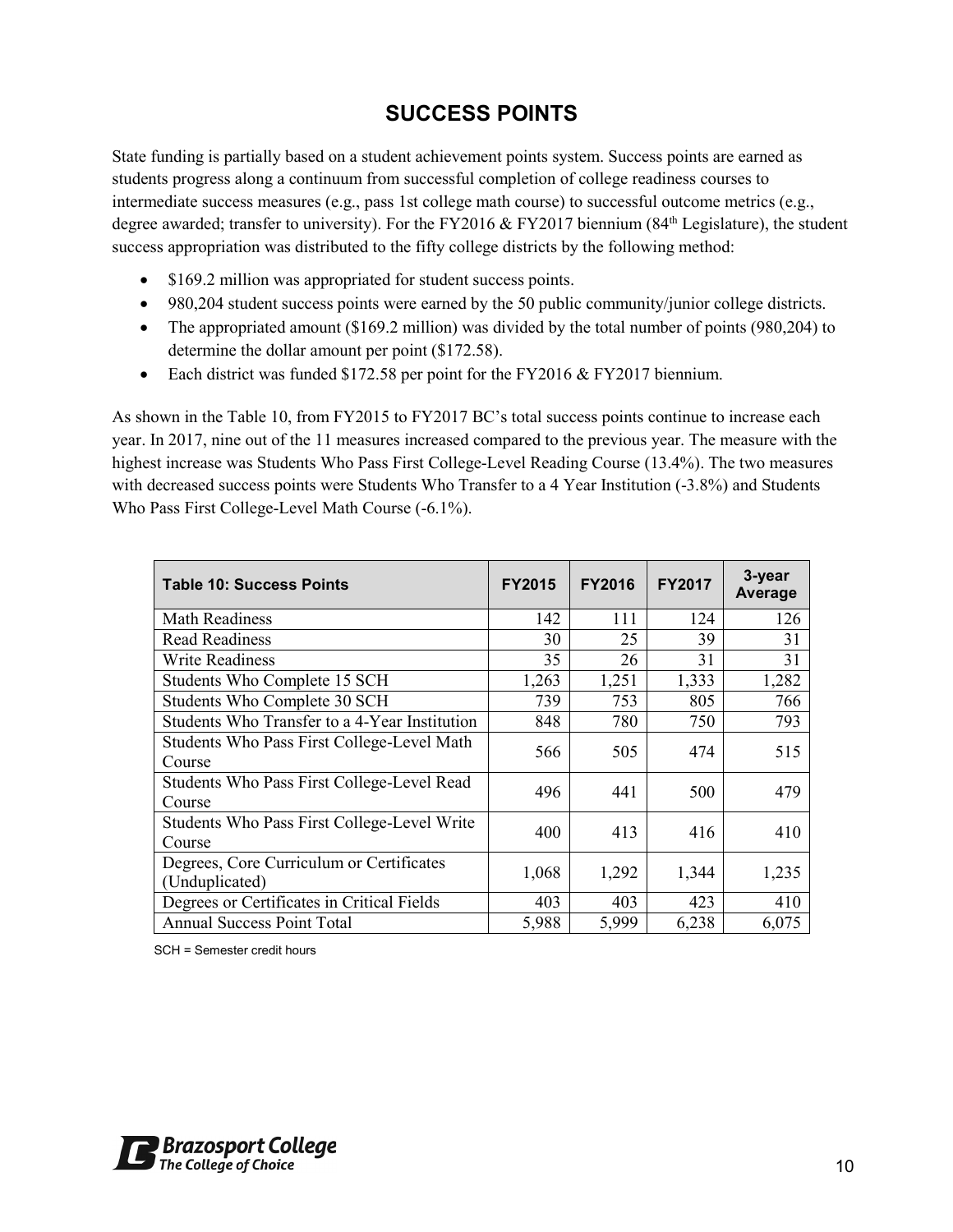# SUCCESS POINTS

State funding is partially based on a student achievement points system. Success points are earned as students progress along a continuum from successful completion of college readiness courses to intermediate success measures (e.g., pass 1st college math course) to successful outcome metrics (e.g., degree awarded; transfer to university). For the FY2016 & FY2017 biennium (84th Legislature), the student success appropriation was distributed to the fifty college districts by the following method:

- $169.2 million was appropriated for student success points.
- 980,204 student success points were earned by the 50 public community/junior college districts.
- The appropriated amount ($169.2 million) was divided by the total number of points (980,204) to determine the dollar amount per point ($172.58).
- Each district was funded $172.58 per point for the FY2016 & FY2017 biennium.

As shown in the Table 10, from FY2015 to FY2017 BC's total success points continue to increase each year. In 2017, nine out of the 11 measures increased compared to the previous year. The measure with the highest increase was Students Who Pass First College-Level Reading Course (13.4%). The two measures with decreased success points were Students Who Transfer to a 4 Year Institution (-3.8%) and Students Who Pass First College-Level Math Course (-6.1%).

| Table 10: Success Points | FY2015 | FY2016 | FY2017 | 3-year Average |
|---|---|---|---|---|
| Math Readiness | 142 | 111 | 124 | 126 |
| Read Readiness | 30 | 25 | 39 | 31 |
| Write Readiness | 35 | 26 | 31 | 31 |
| Students Who Complete 15 SCH | 1,263 | 1,251 | 1,333 | 1,282 |
| Students Who Complete 30 SCH | 739 | 753 | 805 | 766 |
| Students Who Transfer to a 4-Year Institution | 848 | 780 | 750 | 793 |
| Students Who Pass First College-Level Math Course | 566 | 505 | 474 | 515 |
| Students Who Pass First College-Level Read Course | 496 | 441 | 500 | 479 |
| Students Who Pass First College-Level Write Course | 400 | 413 | 416 | 410 |
| Degrees, Core Curriculum or Certificates (Unduplicated) | 1,068 | 1,292 | 1,344 | 1,235 |
| Degrees or Certificates in Critical Fields | 403 | 403 | 423 | 410 |
| Annual Success Point Total | 5,988 | 5,999 | 6,238 | 6,075 |

SCH = Semester credit hours